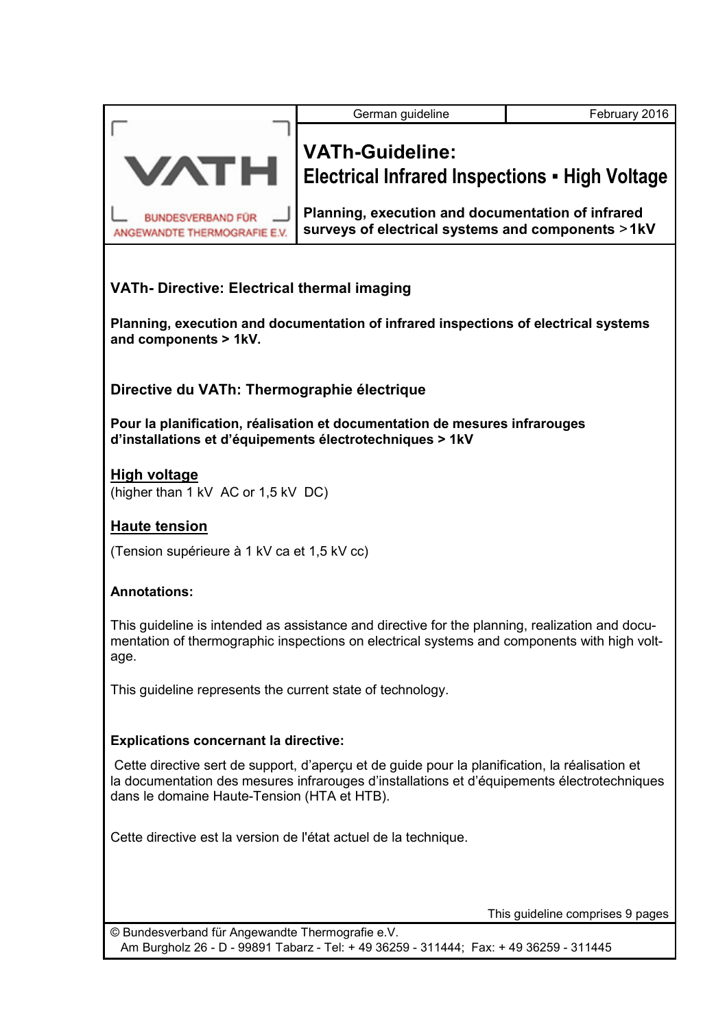| BUNDESVERBAND FÜR ANGEWANDTE THERMOGRAFIE E.V. | German guideline | February 2016 |
|---|---|---|
| | **VATh-Guideline: Electrical Infrared Inspections ▪ High Voltage** | |
| | **Planning, execution and documentation of infrared surveys of electrical systems and components > 1kV** | |

### VATh- Directive: Electrical thermal imaging

**Planning, execution and documentation of infrared inspections of electrical systems and components > 1kV.**

### Directive du VATh: Thermographie électrique

**Pour la planification, réalisation et documentation de mesures infrarouges d'installations et d'équipements électrotechniques > 1kV**

**High voltage**

(higher than 1 kV AC or 1,5 kV DC)

**Haute tension**

(Tension supérieure à 1 kV ca et 1,5 kV cc)

**Annotations:**

This guideline is intended as assistance and directive for the planning, realization and documentation of thermographic inspections on electrical systems and components with high voltage.

This guideline represents the current state of technology.

**Explications concernant la directive:**

Cette directive sert de support, d'aperçu et de guide pour la planification, la réalisation et la documentation des mesures infrarouges d'installations et d'équipements électrotechniques dans le domaine Haute-Tension (HTA et HTB).

Cette directive est la version de l'état actuel de la technique.

This guideline comprises 9 pages

© Bundesverband für Angewandte Thermografie e.V.
Am Burgholz 26 - D - 99891 Tabarz - Tel: + 49 36259 - 311444; Fax: + 49 36259 - 311445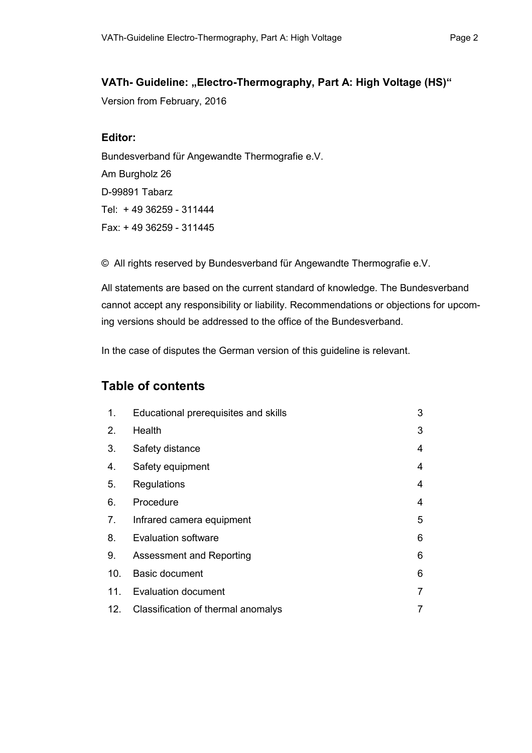**VATh- Guideline: „Electro-Thermography, Part A: High Voltage (HS)“**

Version from February, 2016

**Editor:**

Bundesverband für Angewandte Thermografie e.V.
Am Burgholz 26
D-99891 Tabarz
Tel: + 49 36259 - 311444
Fax: + 49 36259 - 311445

© All rights reserved by Bundesverband für Angewandte Thermografie e.V.

All statements are based on the current standard of knowledge. The Bundesverband cannot accept any responsibility or liability. Recommendations or objections for upcoming versions should be addressed to the office of the Bundesverband.

In the case of disputes the German version of this guideline is relevant.

## Table of contents

| | | |
|---|---|---|
| 1. | Educational prerequisites and skills | 3 |
| 2. | Health | 3 |
| 3. | Safety distance | 4 |
| 4. | Safety equipment | 4 |
| 5. | Regulations | 4 |
| 6. | Procedure | 4 |
| 7. | Infrared camera equipment | 5 |
| 8. | Evaluation software | 6 |
| 9. | Assessment and Reporting | 6 |
| 10. | Basic document | 6 |
| 11. | Evaluation document | 7 |
| 12. | Classification of thermal anomalys | 7 |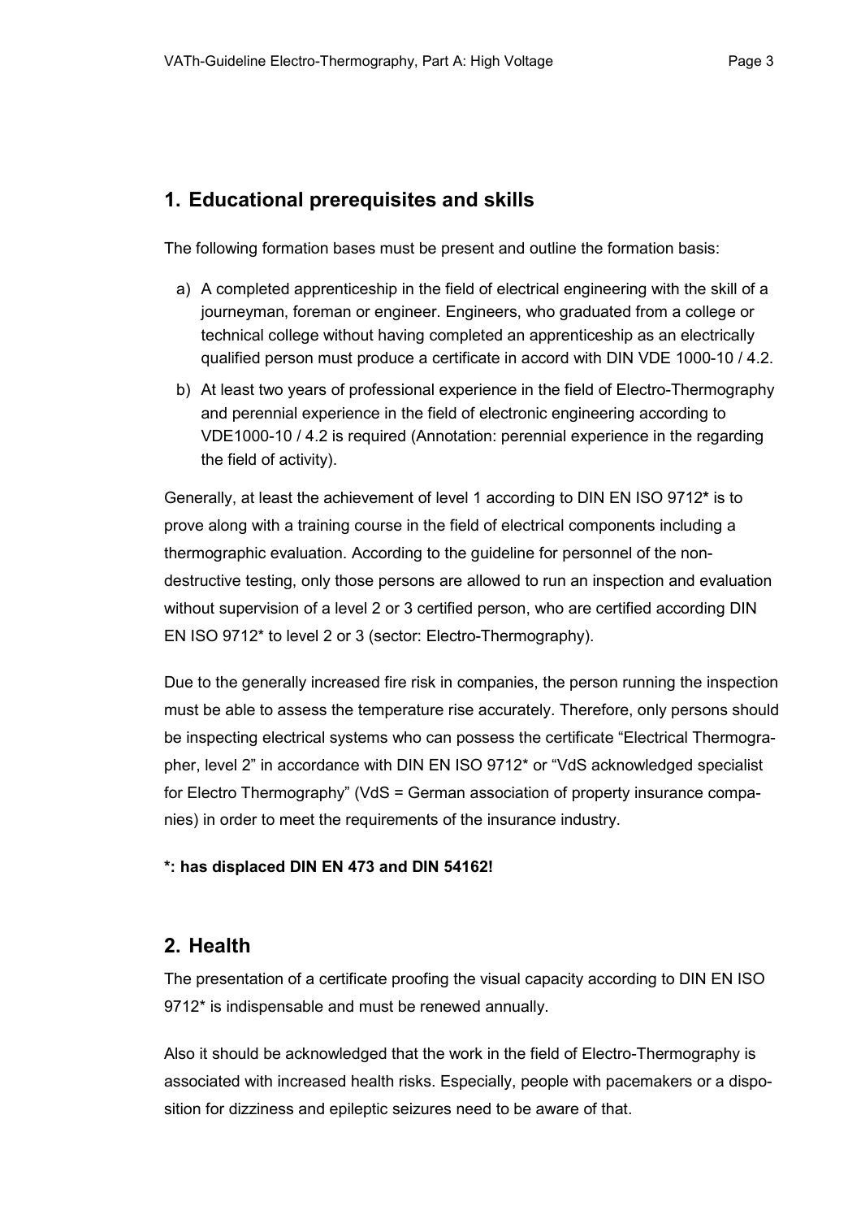## 1. Educational prerequisites and skills

The following formation bases must be present and outline the formation basis:

a) A completed apprenticeship in the field of electrical engineering with the skill of a journeyman, foreman or engineer. Engineers, who graduated from a college or technical college without having completed an apprenticeship as an electrically qualified person must produce a certificate in accord with DIN VDE 1000-10 / 4.2.

b) At least two years of professional experience in the field of Electro-Thermography and perennial experience in the field of electronic engineering according to VDE1000-10 / 4.2 is required (Annotation: perennial experience in the regarding the field of activity).

Generally, at least the achievement of level 1 according to DIN EN ISO 9712* is to prove along with a training course in the field of electrical components including a thermographic evaluation. According to the guideline for personnel of the non-destructive testing, only those persons are allowed to run an inspection and evaluation without supervision of a level 2 or 3 certified person, who are certified according DIN EN ISO 9712* to level 2 or 3 (sector: Electro-Thermography).

Due to the generally increased fire risk in companies, the person running the inspection must be able to assess the temperature rise accurately. Therefore, only persons should be inspecting electrical systems who can possess the certificate "Electrical Thermographer, level 2" in accordance with DIN EN ISO 9712* or "VdS acknowledged specialist for Electro Thermography" (VdS = German association of property insurance companies) in order to meet the requirements of the insurance industry.

**\*: has displaced DIN EN 473 and DIN 54162!**

## 2. Health

The presentation of a certificate proofing the visual capacity according to DIN EN ISO 9712* is indispensable and must be renewed annually.

Also it should be acknowledged that the work in the field of Electro-Thermography is associated with increased health risks. Especially, people with pacemakers or a disposition for dizziness and epileptic seizures need to be aware of that.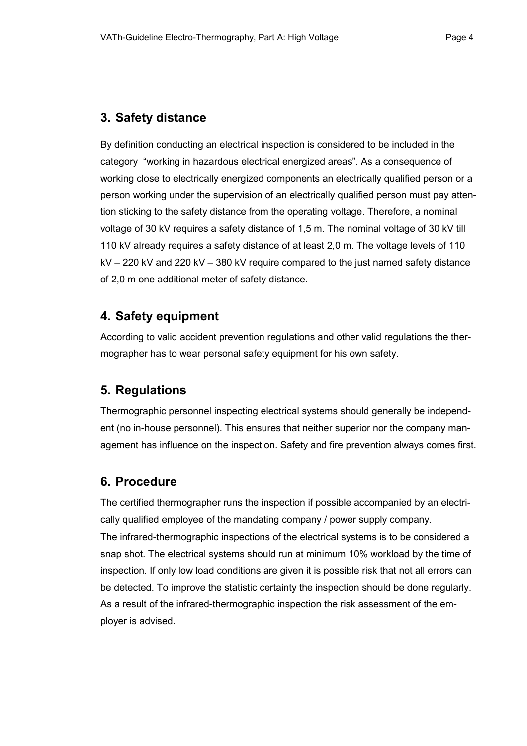## 3. Safety distance

By definition conducting an electrical inspection is considered to be included in the category "working in hazardous electrical energized areas". As a consequence of working close to electrically energized components an electrically qualified person or a person working under the supervision of an electrically qualified person must pay attention sticking to the safety distance from the operating voltage. Therefore, a nominal voltage of 30 kV requires a safety distance of 1,5 m. The nominal voltage of 30 kV till 110 kV already requires a safety distance of at least 2,0 m. The voltage levels of 110 kV – 220 kV and 220 kV – 380 kV require compared to the just named safety distance of 2,0 m one additional meter of safety distance.

## 4. Safety equipment

According to valid accident prevention regulations and other valid regulations the thermographer has to wear personal safety equipment for his own safety.

## 5. Regulations

Thermographic personnel inspecting electrical systems should generally be independent (no in-house personnel). This ensures that neither superior nor the company management has influence on the inspection. Safety and fire prevention always comes first.

## 6. Procedure

The certified thermographer runs the inspection if possible accompanied by an electrically qualified employee of the mandating company / power supply company.
The infrared-thermographic inspections of the electrical systems is to be considered a snap shot. The electrical systems should run at minimum 10% workload by the time of inspection. If only low load conditions are given it is possible risk that not all errors can be detected. To improve the statistic certainty the inspection should be done regularly. As a result of the infrared-thermographic inspection the risk assessment of the employer is advised.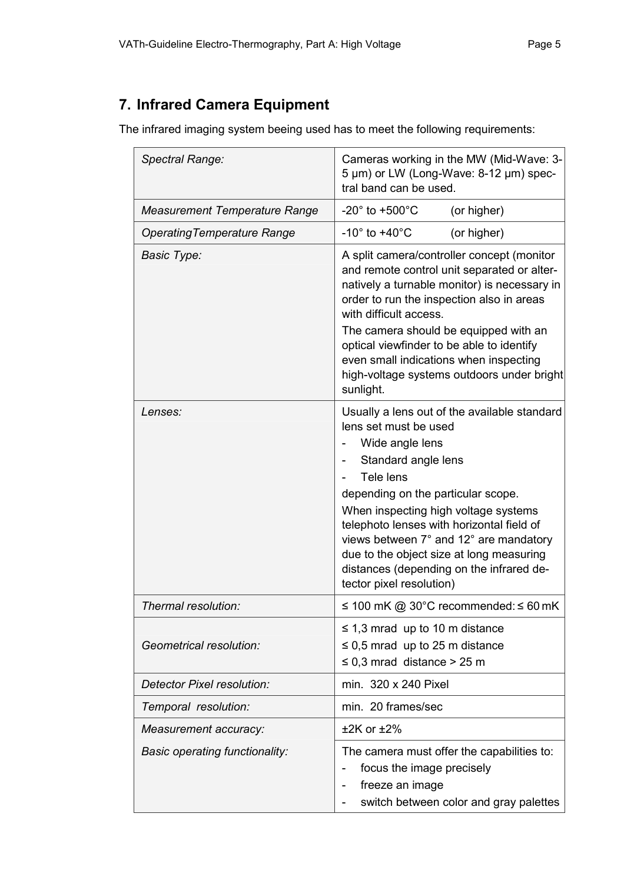## 7. Infrared Camera Equipment

The infrared imaging system beeing used has to meet the following requirements:

| | |
|---|---|
| *Spectral Range:* | Cameras working in the MW (Mid-Wave: 3-5 µm) or LW (Long-Wave: 8-12 µm) spectral band can be used. |
| *Measurement Temperature Range* | -20° to +500°C (or higher) |
| *OperatingTemperature Range* | -10° to +40°C (or higher) |
| *Basic Type:* | A split camera/controller concept (monitor and remote control unit separated or alternatively a turnable monitor) is necessary in order to run the inspection also in areas with difficult access.<br>The camera should be equipped with an optical viewfinder to be able to identify even small indications when inspecting high-voltage systems outdoors under bright sunlight. |
| *Lenses:* | Usually a lens out of the available standard lens set must be used<br>- Wide angle lens<br>- Standard angle lens<br>- Tele lens<br>depending on the particular scope.<br>When inspecting high voltage systems telephoto lenses with horizontal field of views between 7° and 12° are mandatory due to the object size at long measuring distances (depending on the infrared detector pixel resolution) |
| *Thermal resolution:* | ≤ 100 mK @ 30°C recommended: ≤ 60 mK |
| *Geometrical resolution:* | ≤ 1,3 mrad up to 10 m distance<br>≤ 0,5 mrad up to 25 m distance<br>≤ 0,3 mrad distance > 25 m |
| *Detector Pixel resolution:* | min. 320 x 240 Pixel |
| *Temporal resolution:* | min. 20 frames/sec |
| *Measurement accuracy:* | ±2K or ±2% |
| *Basic operating functionality:* | The camera must offer the capabilities to:<br>- focus the image precisely<br>- freeze an image<br>- switch between color and gray palettes |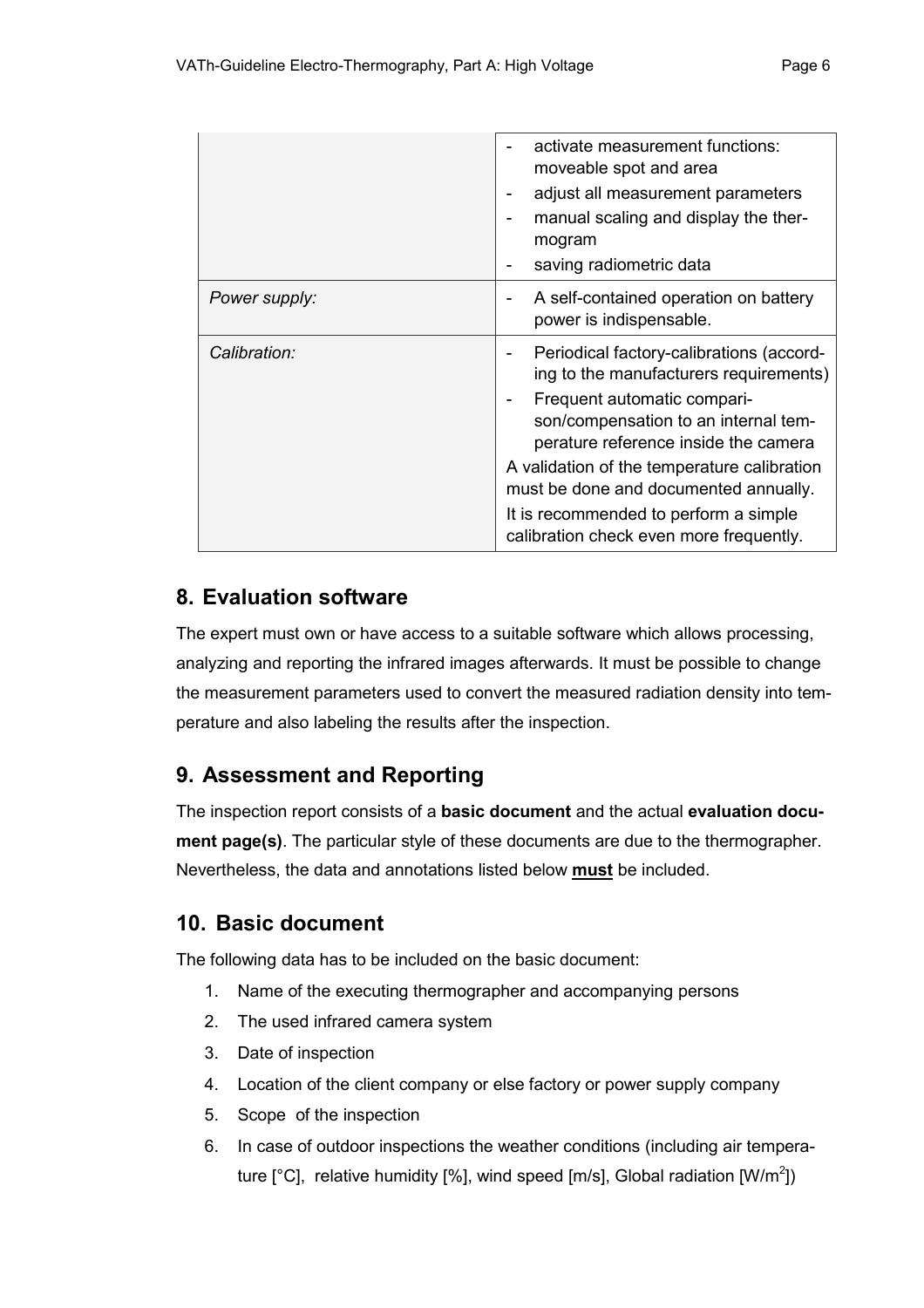| | |
|---|---|
| | - activate measurement functions: moveable spot and area<br>- adjust all measurement parameters<br>- manual scaling and display the thermogram<br>- saving radiometric data |
| *Power supply:* | - A self-contained operation on battery power is indispensable. |
| *Calibration:* | - Periodical factory-calibrations (according to the manufacturers requirements)<br>- Frequent automatic comparison/compensation to an internal temperature reference inside the camera<br>A validation of the temperature calibration must be done and documented annually.<br>It is recommended to perform a simple calibration check even more frequently. |

## 8. Evaluation software

The expert must own or have access to a suitable software which allows processing, analyzing and reporting the infrared images afterwards. It must be possible to change the measurement parameters used to convert the measured radiation density into temperature and also labeling the results after the inspection.

## 9. Assessment and Reporting

The inspection report consists of a **basic document** and the actual **evaluation document page(s)**. The particular style of these documents are due to the thermographer. Nevertheless, the data and annotations listed below **must** be included.

## 10. Basic document

The following data has to be included on the basic document:

1. Name of the executing thermographer and accompanying persons
2. The used infrared camera system
3. Date of inspection
4. Location of the client company or else factory or power supply company
5. Scope of the inspection
6. In case of outdoor inspections the weather conditions (including air temperature [°C], relative humidity [%], wind speed [m/s], Global radiation [W/m$^2$])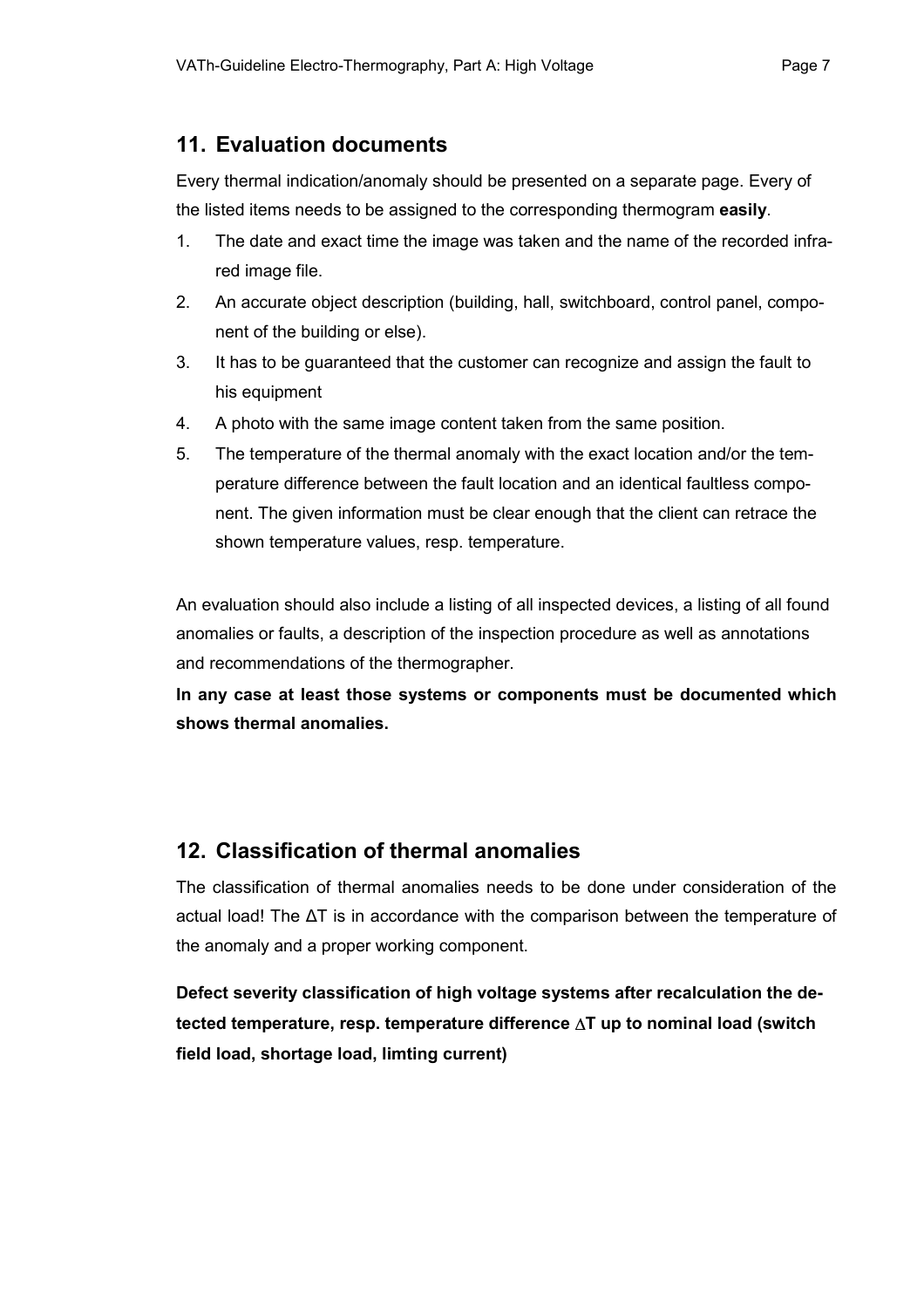## 11. Evaluation documents

Every thermal indication/anomaly should be presented on a separate page. Every of the listed items needs to be assigned to the corresponding thermogram **easily**.

1. The date and exact time the image was taken and the name of the recorded infrared image file.
2. An accurate object description (building, hall, switchboard, control panel, component of the building or else).
3. It has to be guaranteed that the customer can recognize and assign the fault to his equipment
4. A photo with the same image content taken from the same position.
5. The temperature of the thermal anomaly with the exact location and/or the temperature difference between the fault location and an identical faultless component. The given information must be clear enough that the client can retrace the shown temperature values, resp. temperature.

An evaluation should also include a listing of all inspected devices, a listing of all found anomalies or faults, a description of the inspection procedure as well as annotations and recommendations of the thermographer.

**In any case at least those systems or components must be documented which shows thermal anomalies.**

## 12. Classification of thermal anomalies

The classification of thermal anomalies needs to be done under consideration of the actual load! The $\Delta T$ is in accordance with the comparison between the temperature of the anomaly and a proper working component.

**Defect severity classification of high voltage systems after recalculation the detected temperature, resp. temperature difference $\Delta T$ up to nominal load (switch field load, shortage load, limting current)**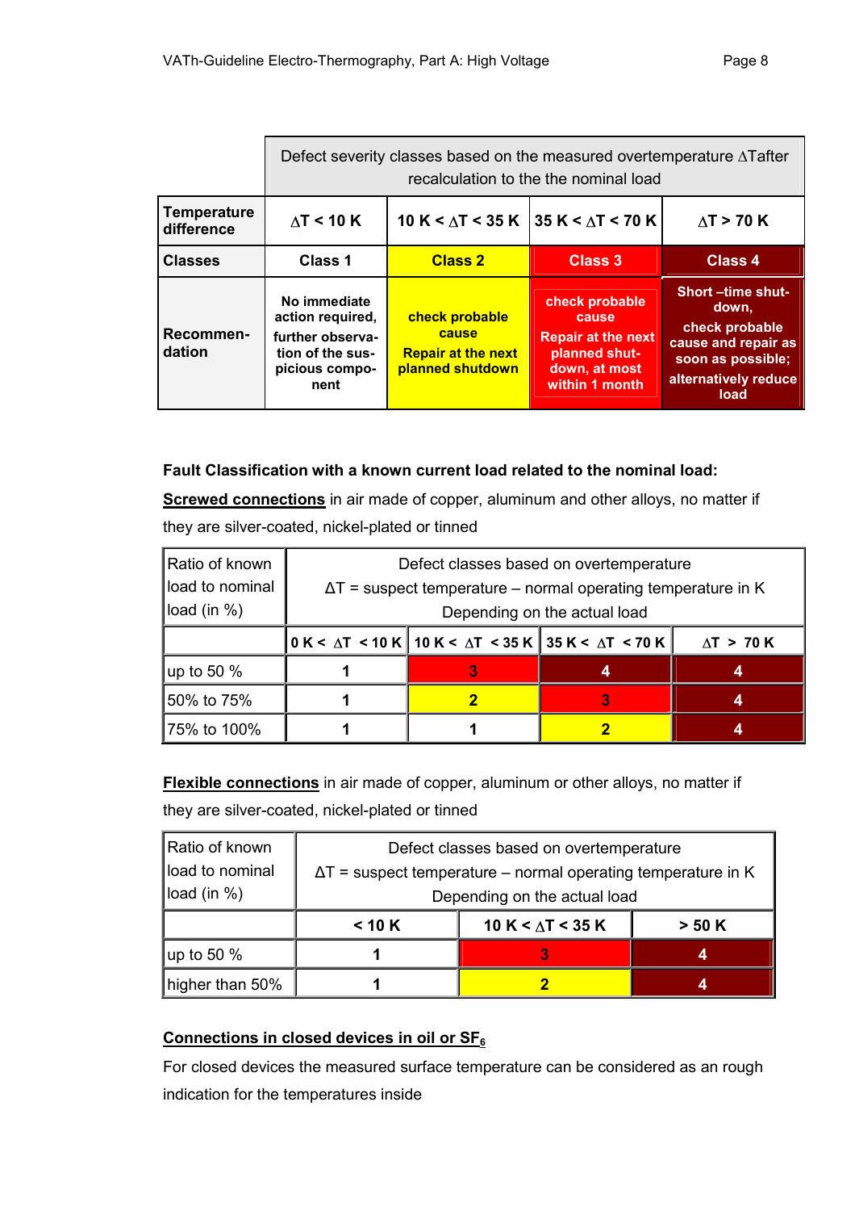| | Defect severity classes based on the measured overtemperature ΔTafter recalculation to the the nominal load | | | |
|---|---|---|---|---|
| **Temperature difference** | **ΔT < 10 K** | **10 K < ΔT < 35 K** | **35 K < ΔT < 70 K** | **ΔT > 70 K** |
| **Classes** | **Class 1** | **Class 2** | **Class 3** | **Class 4** |
| **Recommen-dation** | **No immediate action required, further observa-tion of the sus-picious compo-nent** | **check probable cause Repair at the next planned shutdown** | **check probable cause Repair at the next planned shut-down, at most within 1 month** | **Short –time shut-down, check probable cause and repair as soon as possible; alternatively reduce load** |

**Fault Classification with a known current load related to the nominal load:**

**Screwed connections** in air made of copper, aluminum and other alloys, no matter if they are silver-coated, nickel-plated or tinned

| Ratio of known load to nominal load (in %) | Defect classes based on overtemperature ΔT = suspect temperature – normal operating temperature in K Depending on the actual load | | | |
|---|---|---|---|---|
| | **0 K < ΔT < 10 K** | **10 K < ΔT < 35 K** | **35 K < ΔT < 70 K** | **ΔT > 70 K** |
| up to 50 % | **1** | **3** | **4** | **4** |
| 50% to 75% | **1** | **2** | **3** | **4** |
| 75% to 100% | **1** | **1** | **2** | **4** |

**Flexible connections** in air made of copper, aluminum or other alloys, no matter if they are silver-coated, nickel-plated or tinned

| Ratio of known load to nominal load (in %) | Defect classes based on overtemperature ΔT = suspect temperature – normal operating temperature in K Depending on the actual load | | |
|---|---|---|---|
| | **< 10 K** | **10 K < ΔT < 35 K** | **> 50 K** |
| up to 50 % | **1** | **3** | **4** |
| higher than 50% | **1** | **2** | **4** |

**Connections in closed devices in oil or $SF_6$**

For closed devices the measured surface temperature can be considered as an rough indication for the temperatures inside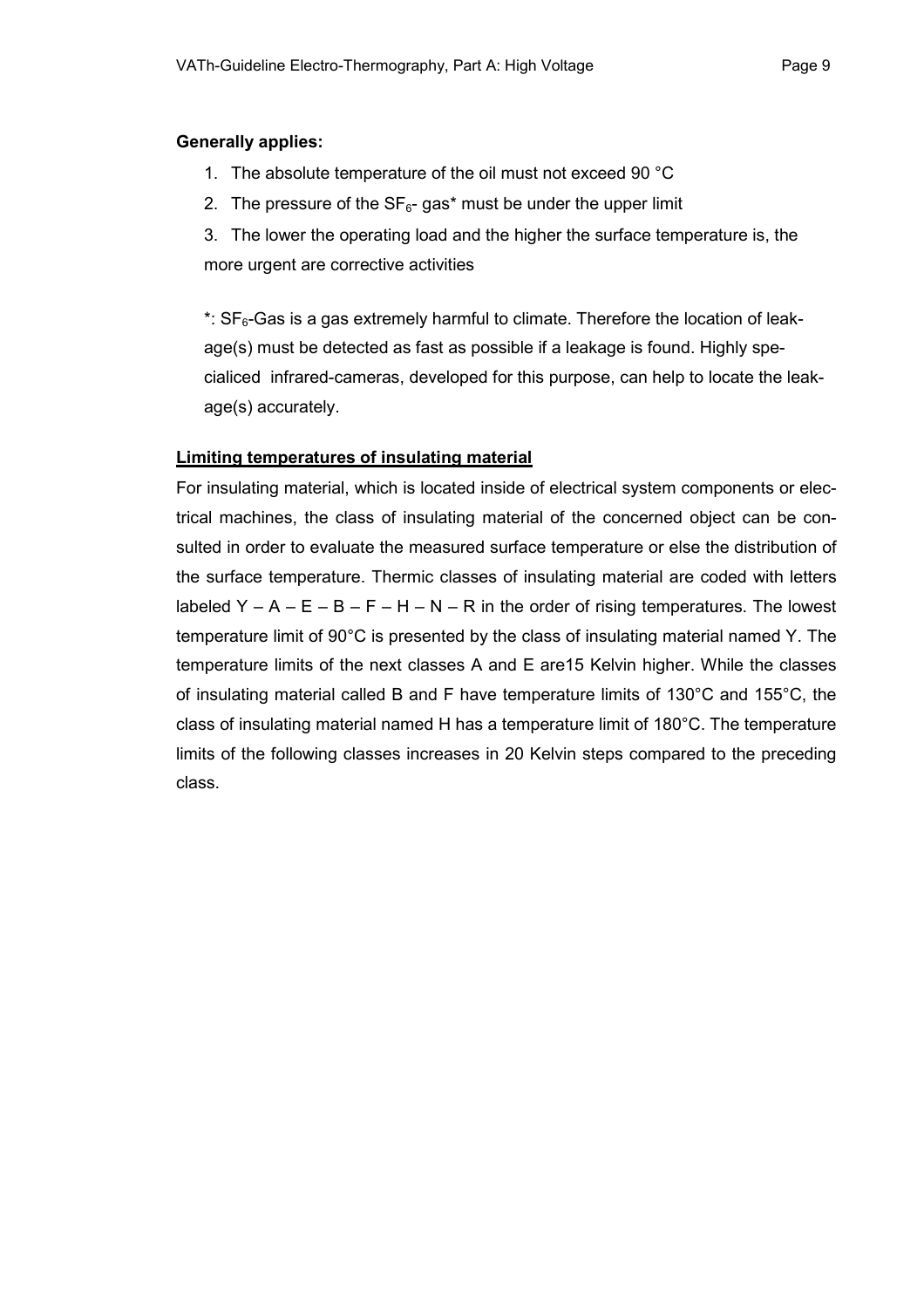**Generally applies:**

1. The absolute temperature of the oil must not exceed 90 °C
2. The pressure of the $SF_6$- gas* must be under the upper limit
3. The lower the operating load and the higher the surface temperature is, the more urgent are corrective activities

*: $SF_6$-Gas is a gas extremely harmful to climate. Therefore the location of leakage(s) must be detected as fast as possible if a leakage is found. Highly specialiced infrared-cameras, developed for this purpose, can help to locate the leakage(s) accurately.

**Limiting temperatures of insulating material**

For insulating material, which is located inside of electrical system components or electrical machines, the class of insulating material of the concerned object can be consulted in order to evaluate the measured surface temperature or else the distribution of the surface temperature. Thermic classes of insulating material are coded with letters labeled Y – A – E – B – F – H – N – R in the order of rising temperatures. The lowest temperature limit of 90°C is presented by the class of insulating material named Y. The temperature limits of the next classes A and E are15 Kelvin higher. While the classes of insulating material called B and F have temperature limits of 130°C and 155°C, the class of insulating material named H has a temperature limit of 180°C. The temperature limits of the following classes increases in 20 Kelvin steps compared to the preceding class.